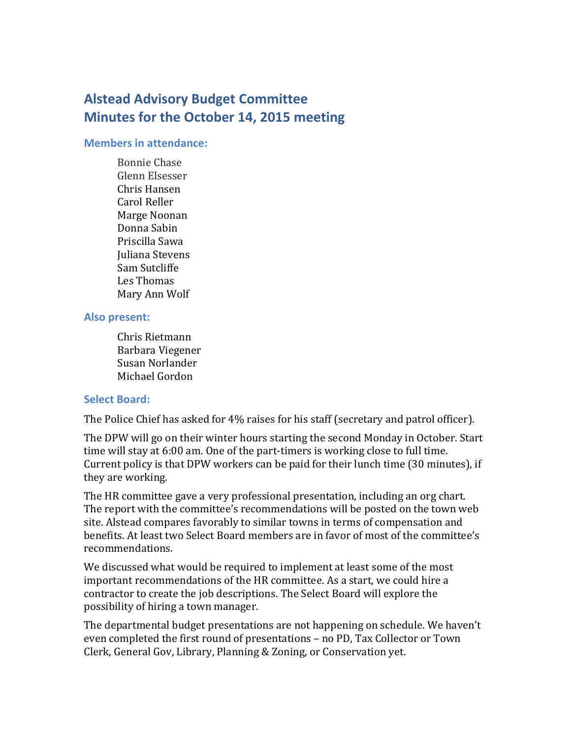# Alstead Advisory Budget Committee
# Minutes for the October 14, 2015 meeting

### Members in attendance:

Bonnie Chase
Glenn Elsesser
Chris Hansen
Carol Reller
Marge Noonan
Donna Sabin
Priscilla Sawa
Juliana Stevens
Sam Sutcliffe
Les Thomas
Mary Ann Wolf

### Also present:

Chris Rietmann
Barbara Viegener
Susan Norlander
Michael Gordon

### Select Board:

The Police Chief has asked for 4% raises for his staff (secretary and patrol officer).

The DPW will go on their winter hours starting the second Monday in October. Start time will stay at 6:00 am. One of the part-timers is working close to full time. Current policy is that DPW workers can be paid for their lunch time (30 minutes), if they are working.

The HR committee gave a very professional presentation, including an org chart. The report with the committee's recommendations will be posted on the town web site. Alstead compares favorably to similar towns in terms of compensation and benefits. At least two Select Board members are in favor of most of the committee's recommendations.

We discussed what would be required to implement at least some of the most important recommendations of the HR committee. As a start, we could hire a contractor to create the job descriptions. The Select Board will explore the possibility of hiring a town manager.

The departmental budget presentations are not happening on schedule. We haven't even completed the first round of presentations – no PD, Tax Collector or Town Clerk, General Gov, Library, Planning & Zoning, or Conservation yet.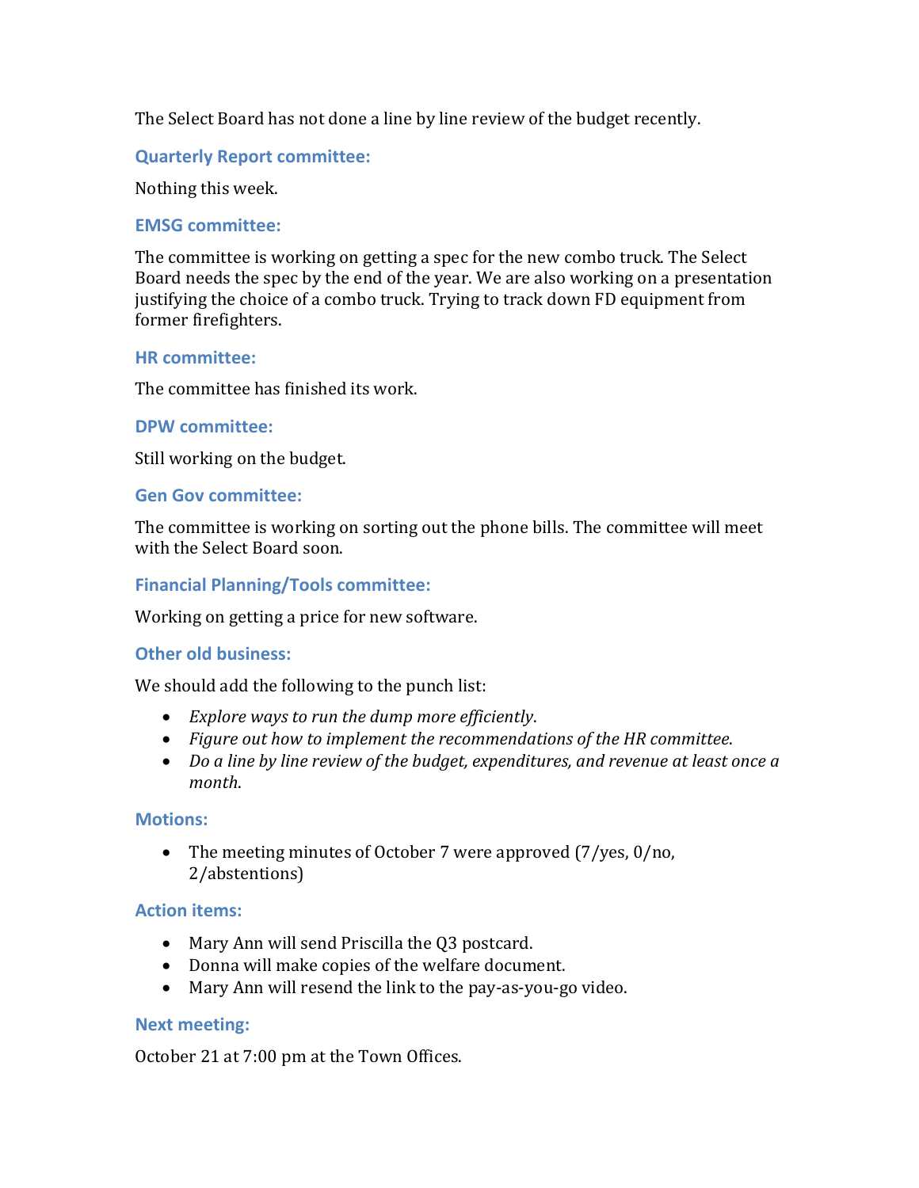The Select Board has not done a line by line review of the budget recently.

### Quarterly Report committee:

Nothing this week.

### EMSG committee:

The committee is working on getting a spec for the new combo truck. The Select Board needs the spec by the end of the year. We are also working on a presentation justifying the choice of a combo truck. Trying to track down FD equipment from former firefighters.

### HR committee:

The committee has finished its work.

### DPW committee:

Still working on the budget.

### Gen Gov committee:

The committee is working on sorting out the phone bills. The committee will meet with the Select Board soon.

### Financial Planning/Tools committee:

Working on getting a price for new software.

### Other old business:

We should add the following to the punch list:

- *Explore ways to run the dump more efficiently*.
- *Figure out how to implement the recommendations of the HR committee*.
- *Do a line by line review of the budget, expenditures, and revenue at least once a month*.

### Motions:

- The meeting minutes of October 7 were approved (7/yes, 0/no, 2/abstentions)

### Action items:

- Mary Ann will send Priscilla the Q3 postcard.
- Donna will make copies of the welfare document.
- Mary Ann will resend the link to the pay-as-you-go video.

### Next meeting:

October 21 at 7:00 pm at the Town Offices.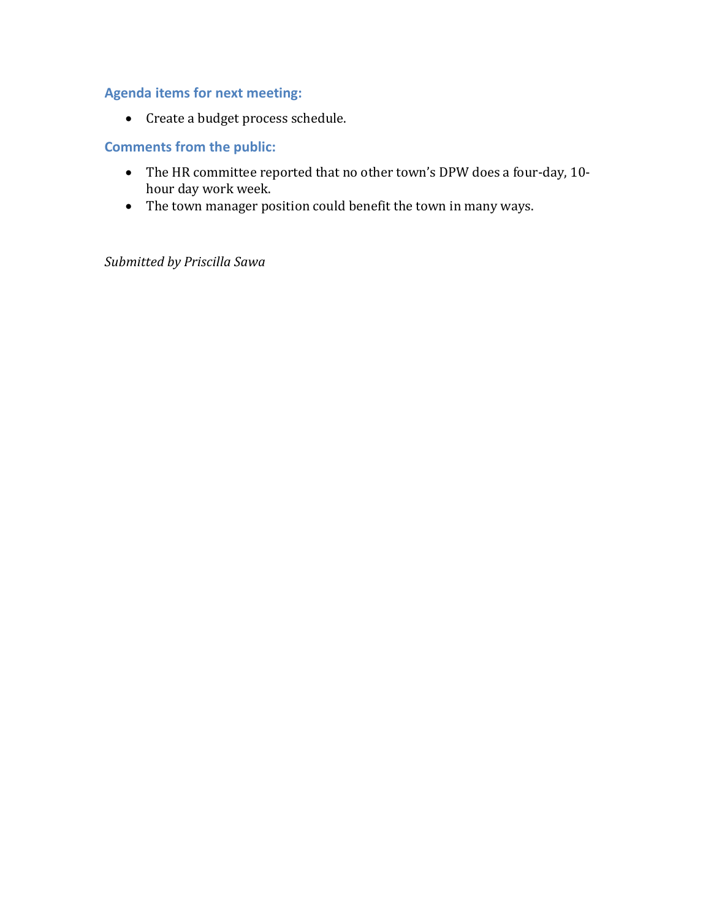### Agenda items for next meeting:

- Create a budget process schedule.

### Comments from the public:

- The HR committee reported that no other town's DPW does a four-day, 10-hour day work week.
- The town manager position could benefit the town in many ways.

*Submitted by Priscilla Sawa*